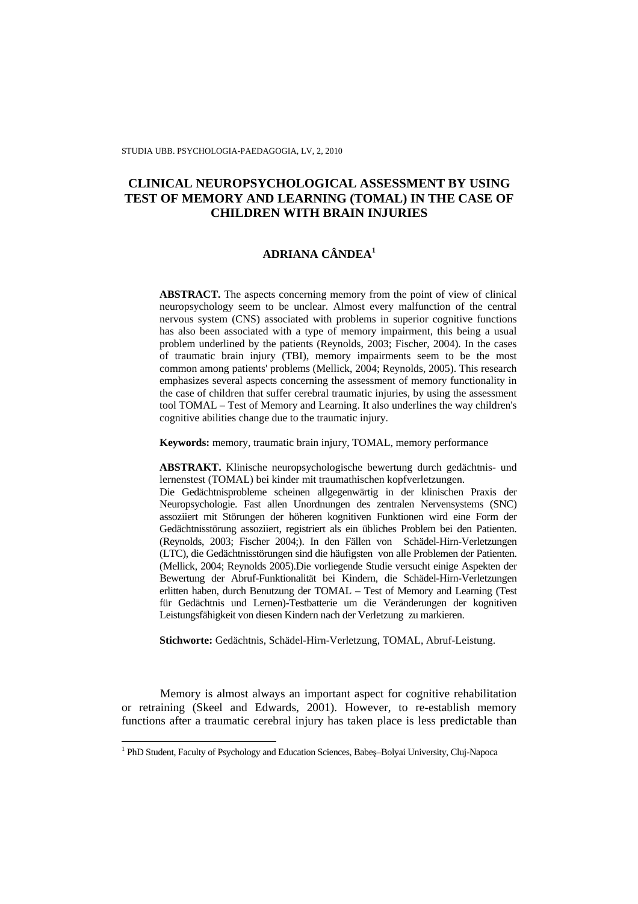# CLINICAL NEUROPSYCHOLOGICAL ASSESSMENT BY USING TEST OF MEMORY AND LEARNING (TOMAL) IN THE CASE OF CHILDREN WITH BRAIN INJURIES

## ADRIANA CÂNDEA[1]

**ABSTRACT.** The aspects concerning memory from the point of view of clinical neuropsychology seem to be unclear. Almost every malfunction of the central nervous system (CNS) associated with problems in superior cognitive functions has also been associated with a type of memory impairment, this being a usual problem underlined by the patients (Reynolds, 2003; Fischer, 2004). In the cases of traumatic brain injury (TBI), memory impairments seem to be the most common among patients' problems (Mellick, 2004; Reynolds, 2005). This research emphasizes several aspects concerning the assessment of memory functionality in the case of children that suffer cerebral traumatic injuries, by using the assessment tool TOMAL – Test of Memory and Learning. It also underlines the way children's cognitive abilities change due to the traumatic injury.

**Keywords:** memory, traumatic brain injury, TOMAL, memory performance

**ABSTRAKT.** Klinische neuropsychologische bewertung durch gedächtnis- und lernenstest (TOMAL) bei kinder mit traumathischen kopfverletzungen.
Die Gedächtnisprobleme scheinen allgegenwärtig in der klinischen Praxis der Neuropsychologie. Fast allen Unordnungen des zentralen Nervensystems (SNC) assoziiert mit Störungen der höheren kognitiven Funktionen wird eine Form der Gedächtnisstörung assoziiert, registriert als ein übliches Problem bei den Patienten. (Reynolds, 2003; Fischer 2004;). In den Fällen von Schädel-Hirn-Verletzungen (LTC), die Gedächtnisstörungen sind die häufigsten von alle Problemen der Patienten. (Mellick, 2004; Reynolds 2005).Die vorliegende Studie versucht einige Aspekten der Bewertung der Abruf-Funktionalität bei Kindern, die Schädel-Hirn-Verletzungen erlitten haben, durch Benutzung der TOMAL – Test of Memory and Learning (Test für Gedächtnis und Lernen)-Testbatterie um die Veränderungen der kognitiven Leistungsfähigkeit von diesen Kindern nach der Verletzung zu markieren.

**Stichworte:** Gedächtnis, Schädel-Hirn-Verletzung, TOMAL, Abruf-Leistung.

Memory is almost always an important aspect for cognitive rehabilitation or retraining (Skeel and Edwards, 2001). However, to re-establish memory functions after a traumatic cerebral injury has taken place is less predictable than

---

[1] PhD Student, Faculty of Psychology and Education Sciences, Babeş–Bolyai University, Cluj-Napoca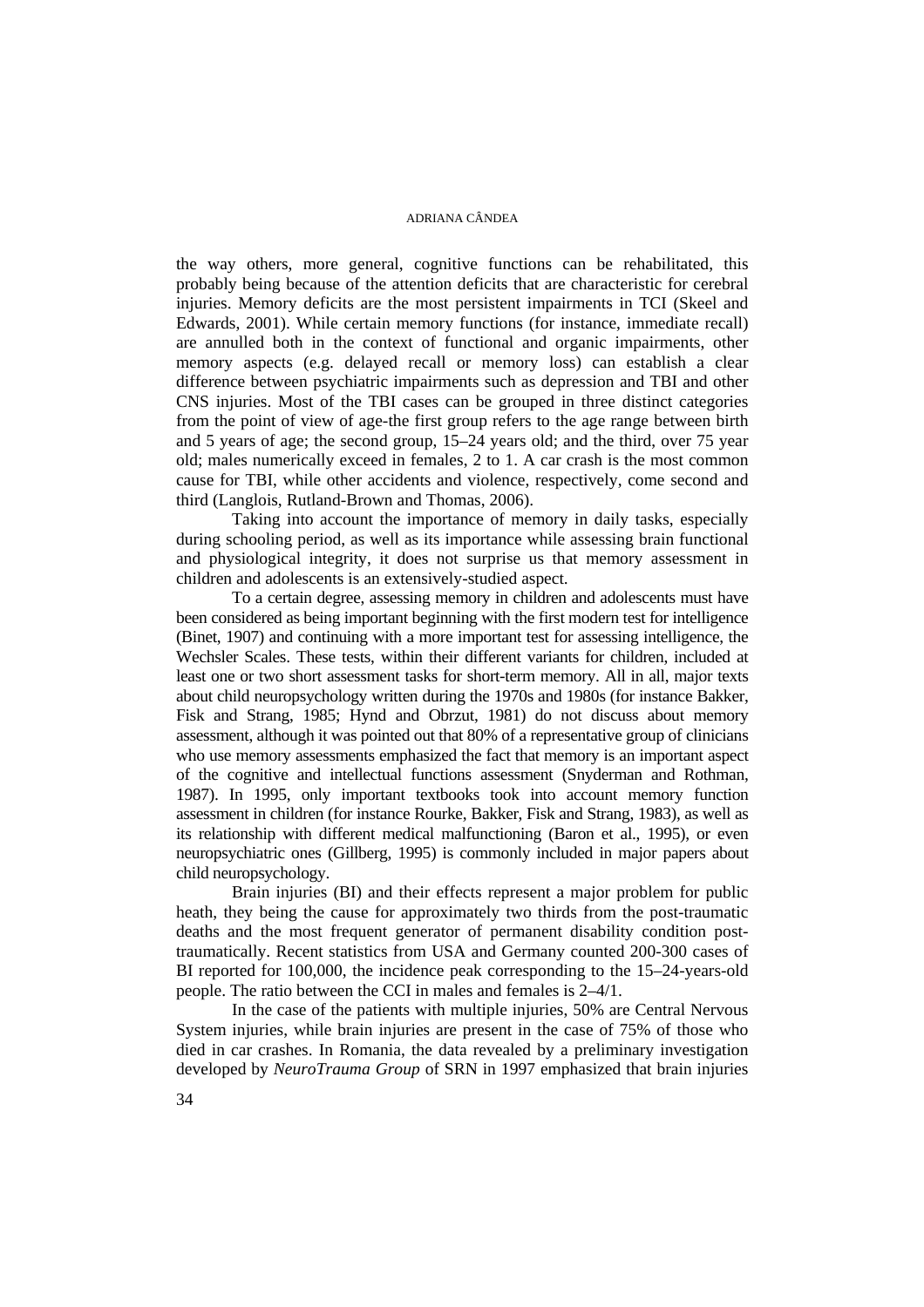the way others, more general, cognitive functions can be rehabilitated, this probably being because of the attention deficits that are characteristic for cerebral injuries. Memory deficits are the most persistent impairments in TCI (Skeel and Edwards, 2001). While certain memory functions (for instance, immediate recall) are annulled both in the context of functional and organic impairments, other memory aspects (e.g. delayed recall or memory loss) can establish a clear difference between psychiatric impairments such as depression and TBI and other CNS injuries. Most of the TBI cases can be grouped in three distinct categories from the point of view of age-the first group refers to the age range between birth and 5 years of age; the second group, 15–24 years old; and the third, over 75 year old; males numerically exceed in females, 2 to 1. A car crash is the most common cause for TBI, while other accidents and violence, respectively, come second and third (Langlois, Rutland-Brown and Thomas, 2006).

Taking into account the importance of memory in daily tasks, especially during schooling period, as well as its importance while assessing brain functional and physiological integrity, it does not surprise us that memory assessment in children and adolescents is an extensively-studied aspect.

To a certain degree, assessing memory in children and adolescents must have been considered as being important beginning with the first modern test for intelligence (Binet, 1907) and continuing with a more important test for assessing intelligence, the Wechsler Scales. These tests, within their different variants for children, included at least one or two short assessment tasks for short-term memory. All in all, major texts about child neuropsychology written during the 1970s and 1980s (for instance Bakker, Fisk and Strang, 1985; Hynd and Obrzut, 1981) do not discuss about memory assessment, although it was pointed out that 80% of a representative group of clinicians who use memory assessments emphasized the fact that memory is an important aspect of the cognitive and intellectual functions assessment (Snyderman and Rothman, 1987). In 1995, only important textbooks took into account memory function assessment in children (for instance Rourke, Bakker, Fisk and Strang, 1983), as well as its relationship with different medical malfunctioning (Baron et al., 1995), or even neuropsychiatric ones (Gillberg, 1995) is commonly included in major papers about child neuropsychology.

Brain injuries (BI) and their effects represent a major problem for public heath, they being the cause for approximately two thirds from the post-traumatic deaths and the most frequent generator of permanent disability condition post-traumatically. Recent statistics from USA and Germany counted 200-300 cases of BI reported for 100,000, the incidence peak corresponding to the 15–24-years-old people. The ratio between the CCI in males and females is 2–4/1.

In the case of the patients with multiple injuries, 50% are Central Nervous System injuries, while brain injuries are present in the case of 75% of those who died in car crashes. In Romania, the data revealed by a preliminary investigation developed by *NeuroTrauma Group* of SRN in 1997 emphasized that brain injuries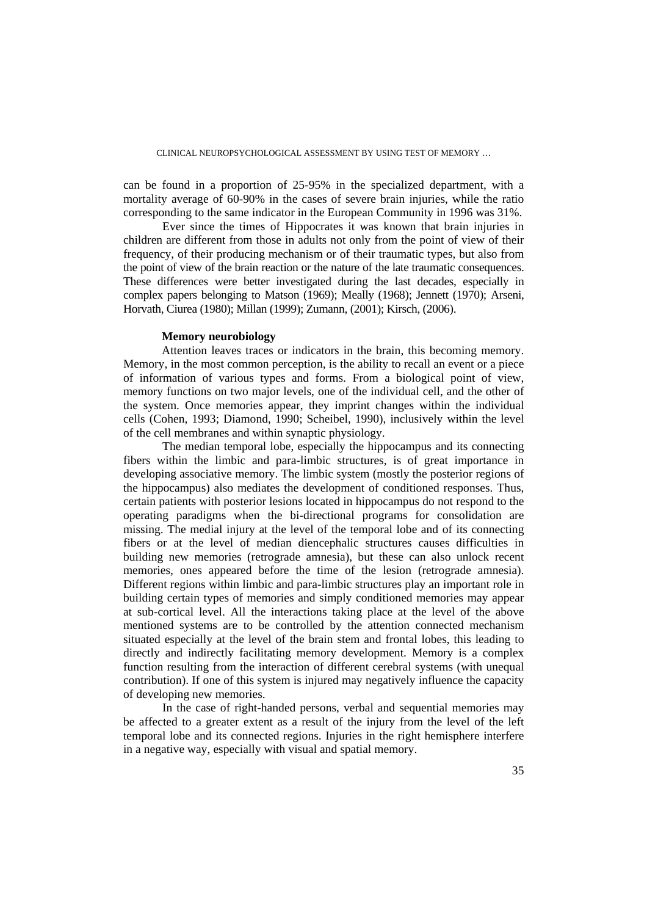can be found in a proportion of 25-95% in the specialized department, with a mortality average of 60-90% in the cases of severe brain injuries, while the ratio corresponding to the same indicator in the European Community in 1996 was 31%.

Ever since the times of Hippocrates it was known that brain injuries in children are different from those in adults not only from the point of view of their frequency, of their producing mechanism or of their traumatic types, but also from the point of view of the brain reaction or the nature of the late traumatic consequences. These differences were better investigated during the last decades, especially in complex papers belonging to Matson (1969); Meally (1968); Jennett (1970); Arseni, Horvath, Ciurea (1980); Millan (1999); Zumann, (2001); Kirsch, (2006).

### Memory neurobiology

Attention leaves traces or indicators in the brain, this becoming memory. Memory, in the most common perception, is the ability to recall an event or a piece of information of various types and forms. From a biological point of view, memory functions on two major levels, one of the individual cell, and the other of the system. Once memories appear, they imprint changes within the individual cells (Cohen, 1993; Diamond, 1990; Scheibel, 1990), inclusively within the level of the cell membranes and within synaptic physiology.

The median temporal lobe, especially the hippocampus and its connecting fibers within the limbic and para-limbic structures, is of great importance in developing associative memory. The limbic system (mostly the posterior regions of the hippocampus) also mediates the development of conditioned responses. Thus, certain patients with posterior lesions located in hippocampus do not respond to the operating paradigms when the bi-directional programs for consolidation are missing. The medial injury at the level of the temporal lobe and of its connecting fibers or at the level of median diencephalic structures causes difficulties in building new memories (retrograde amnesia), but these can also unlock recent memories, ones appeared before the time of the lesion (retrograde amnesia). Different regions within limbic and para-limbic structures play an important role in building certain types of memories and simply conditioned memories may appear at sub-cortical level. All the interactions taking place at the level of the above mentioned systems are to be controlled by the attention connected mechanism situated especially at the level of the brain stem and frontal lobes, this leading to directly and indirectly facilitating memory development. Memory is a complex function resulting from the interaction of different cerebral systems (with unequal contribution). If one of this system is injured may negatively influence the capacity of developing new memories.

In the case of right-handed persons, verbal and sequential memories may be affected to a greater extent as a result of the injury from the level of the left temporal lobe and its connected regions. Injuries in the right hemisphere interfere in a negative way, especially with visual and spatial memory.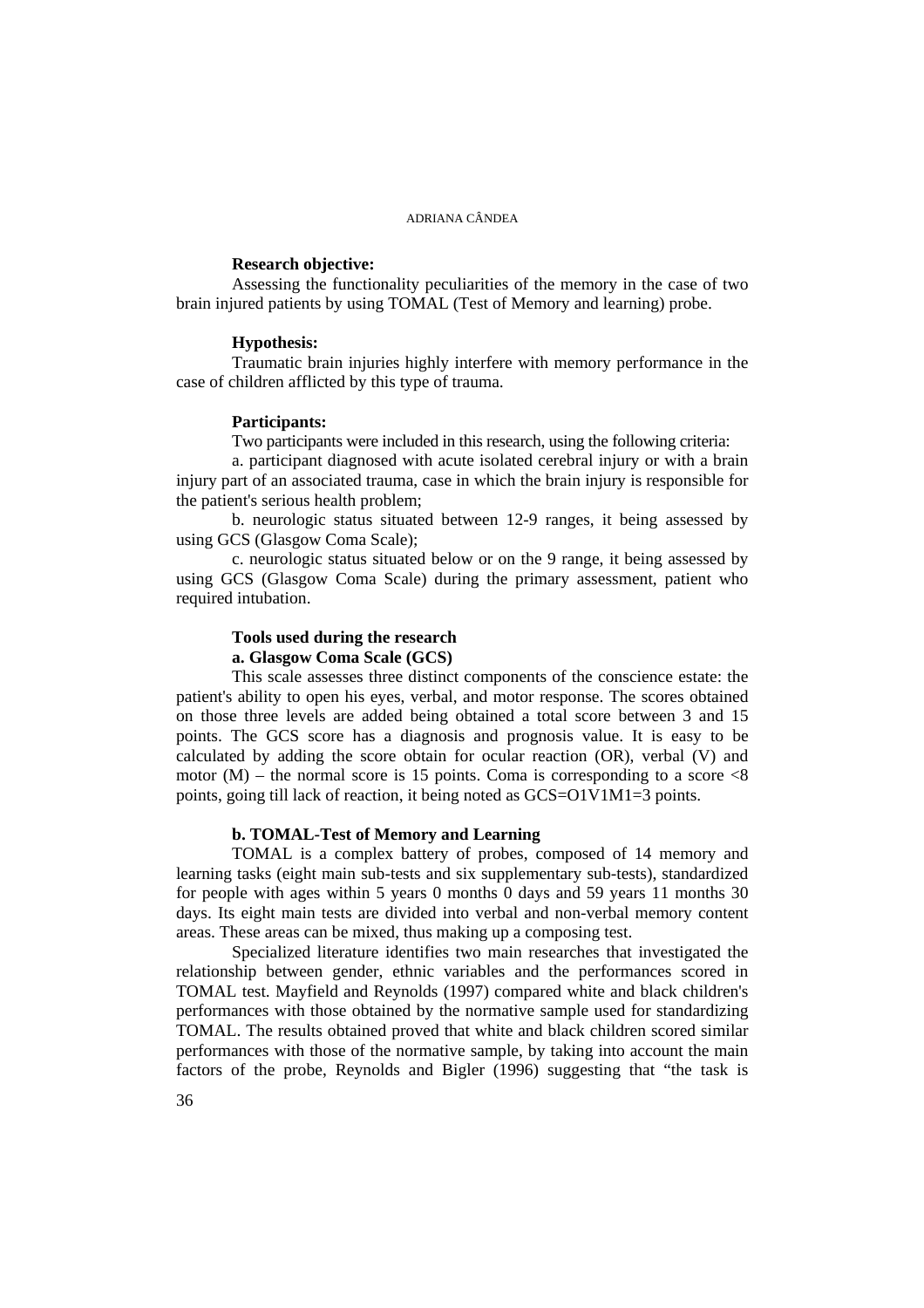**Research objective:**

Assessing the functionality peculiarities of the memory in the case of two brain injured patients by using TOMAL (Test of Memory and learning) probe.

**Hypothesis:**

Traumatic brain injuries highly interfere with memory performance in the case of children afflicted by this type of trauma.

**Participants:**

Two participants were included in this research, using the following criteria:

a. participant diagnosed with acute isolated cerebral injury or with a brain injury part of an associated trauma, case in which the brain injury is responsible for the patient's serious health problem;

b. neurologic status situated between 12-9 ranges, it being assessed by using GCS (Glasgow Coma Scale);

c. neurologic status situated below or on the 9 range, it being assessed by using GCS (Glasgow Coma Scale) during the primary assessment, patient who required intubation.

**Tools used during the research**

**a. Glasgow Coma Scale (GCS)**

This scale assesses three distinct components of the conscience estate: the patient's ability to open his eyes, verbal, and motor response. The scores obtained on those three levels are added being obtained a total score between 3 and 15 points. The GCS score has a diagnosis and prognosis value. It is easy to be calculated by adding the score obtain for ocular reaction (OR), verbal (V) and motor (M) – the normal score is 15 points. Coma is corresponding to a score <8 points, going till lack of reaction, it being noted as GCS=O1V1M1=3 points.

**b. TOMAL-Test of Memory and Learning**

TOMAL is a complex battery of probes, composed of 14 memory and learning tasks (eight main sub-tests and six supplementary sub-tests), standardized for people with ages within 5 years 0 months 0 days and 59 years 11 months 30 days. Its eight main tests are divided into verbal and non-verbal memory content areas. These areas can be mixed, thus making up a composing test.

Specialized literature identifies two main researches that investigated the relationship between gender, ethnic variables and the performances scored in TOMAL test. Mayfield and Reynolds (1997) compared white and black children's performances with those obtained by the normative sample used for standardizing TOMAL. The results obtained proved that white and black children scored similar performances with those of the normative sample, by taking into account the main factors of the probe, Reynolds and Bigler (1996) suggesting that "the task is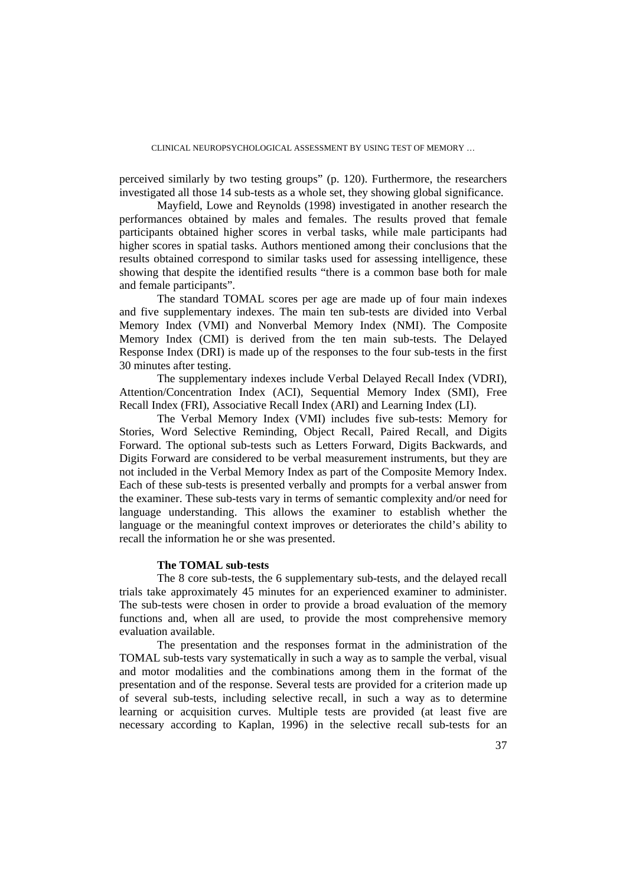perceived similarly by two testing groups" (p. 120). Furthermore, the researchers investigated all those 14 sub-tests as a whole set, they showing global significance.

Mayfield, Lowe and Reynolds (1998) investigated in another research the performances obtained by males and females. The results proved that female participants obtained higher scores in verbal tasks, while male participants had higher scores in spatial tasks. Authors mentioned among their conclusions that the results obtained correspond to similar tasks used for assessing intelligence, these showing that despite the identified results "there is a common base both for male and female participants".

The standard TOMAL scores per age are made up of four main indexes and five supplementary indexes. The main ten sub-tests are divided into Verbal Memory Index (VMI) and Nonverbal Memory Index (NMI). The Composite Memory Index (CMI) is derived from the ten main sub-tests. The Delayed Response Index (DRI) is made up of the responses to the four sub-tests in the first 30 minutes after testing.

The supplementary indexes include Verbal Delayed Recall Index (VDRI), Attention/Concentration Index (ACI), Sequential Memory Index (SMI), Free Recall Index (FRI), Associative Recall Index (ARI) and Learning Index (LI).

The Verbal Memory Index (VMI) includes five sub-tests: Memory for Stories, Word Selective Reminding, Object Recall, Paired Recall, and Digits Forward. The optional sub-tests such as Letters Forward, Digits Backwards, and Digits Forward are considered to be verbal measurement instruments, but they are not included in the Verbal Memory Index as part of the Composite Memory Index. Each of these sub-tests is presented verbally and prompts for a verbal answer from the examiner. These sub-tests vary in terms of semantic complexity and/or need for language understanding. This allows the examiner to establish whether the language or the meaningful context improves or deteriorates the child's ability to recall the information he or she was presented.

**The TOMAL sub-tests**

The 8 core sub-tests, the 6 supplementary sub-tests, and the delayed recall trials take approximately 45 minutes for an experienced examiner to administer. The sub-tests were chosen in order to provide a broad evaluation of the memory functions and, when all are used, to provide the most comprehensive memory evaluation available.

The presentation and the responses format in the administration of the TOMAL sub-tests vary systematically in such a way as to sample the verbal, visual and motor modalities and the combinations among them in the format of the presentation and of the response. Several tests are provided for a criterion made up of several sub-tests, including selective recall, in such a way as to determine learning or acquisition curves. Multiple tests are provided (at least five are necessary according to Kaplan, 1996) in the selective recall sub-tests for an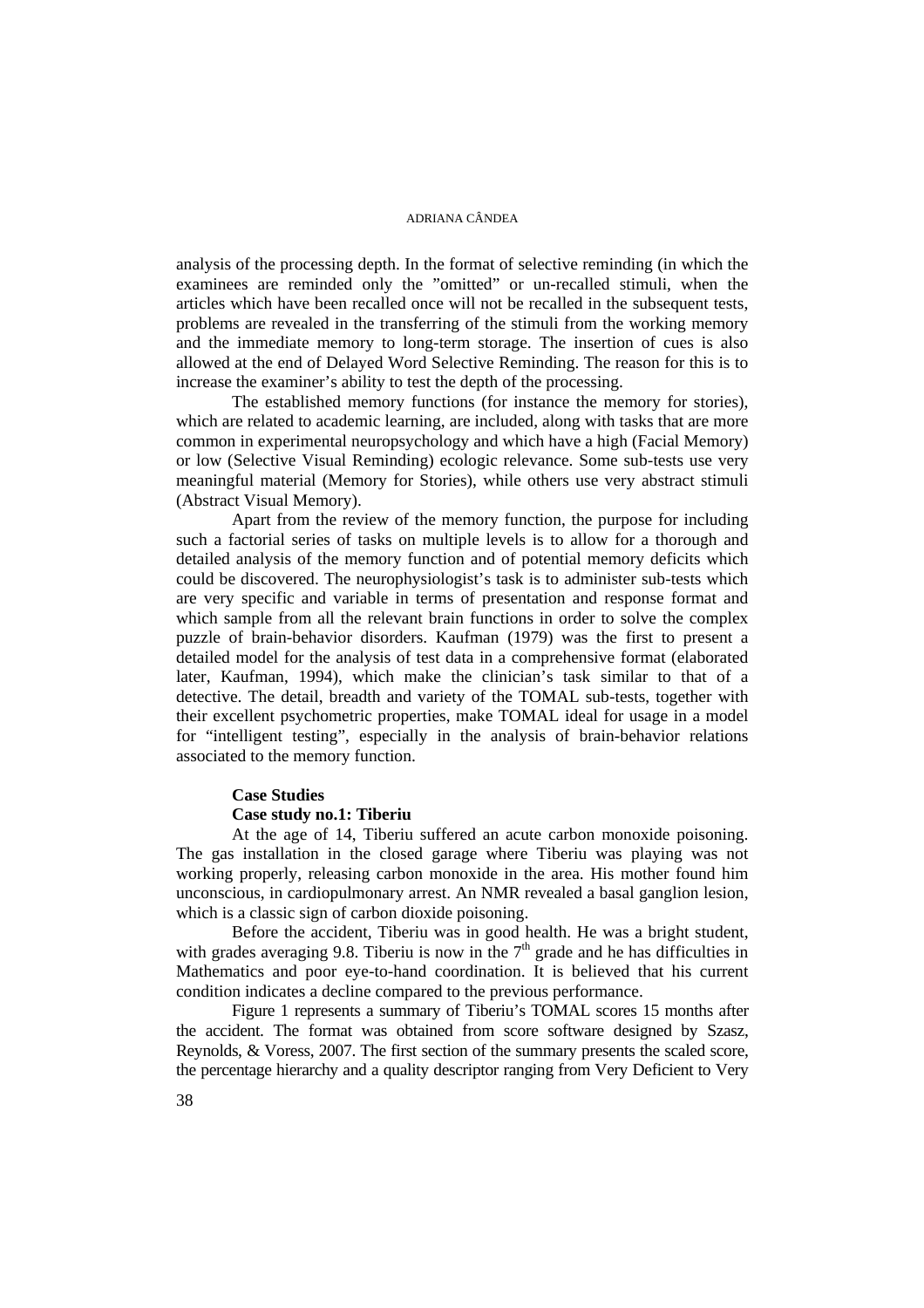analysis of the processing depth. In the format of selective reminding (in which the examinees are reminded only the ”omitted” or un-recalled stimuli, when the articles which have been recalled once will not be recalled in the subsequent tests, problems are revealed in the transferring of the stimuli from the working memory and the immediate memory to long-term storage. The insertion of cues is also allowed at the end of Delayed Word Selective Reminding. The reason for this is to increase the examiner's ability to test the depth of the processing.

The established memory functions (for instance the memory for stories), which are related to academic learning, are included, along with tasks that are more common in experimental neuropsychology and which have a high (Facial Memory) or low (Selective Visual Reminding) ecologic relevance. Some sub-tests use very meaningful material (Memory for Stories), while others use very abstract stimuli (Abstract Visual Memory).

Apart from the review of the memory function, the purpose for including such a factorial series of tasks on multiple levels is to allow for a thorough and detailed analysis of the memory function and of potential memory deficits which could be discovered. The neurophysiologist's task is to administer sub-tests which are very specific and variable in terms of presentation and response format and which sample from all the relevant brain functions in order to solve the complex puzzle of brain-behavior disorders. Kaufman (1979) was the first to present a detailed model for the analysis of test data in a comprehensive format (elaborated later, Kaufman, 1994), which make the clinician's task similar to that of a detective. The detail, breadth and variety of the TOMAL sub-tests, together with their excellent psychometric properties, make TOMAL ideal for usage in a model for "intelligent testing", especially in the analysis of brain-behavior relations associated to the memory function.

## Case Studies

### Case study no.1: Tiberiu

At the age of 14, Tiberiu suffered an acute carbon monoxide poisoning. The gas installation in the closed garage where Tiberiu was playing was not working properly, releasing carbon monoxide in the area. His mother found him unconscious, in cardiopulmonary arrest. An NMR revealed a basal ganglion lesion, which is a classic sign of carbon dioxide poisoning.

Before the accident, Tiberiu was in good health. He was a bright student, with grades averaging 9.8. Tiberiu is now in the 7th grade and he has difficulties in Mathematics and poor eye-to-hand coordination. It is believed that his current condition indicates a decline compared to the previous performance.

Figure 1 represents a summary of Tiberiu's TOMAL scores 15 months after the accident. The format was obtained from score software designed by Szasz, Reynolds, & Voress, 2007. The first section of the summary presents the scaled score, the percentage hierarchy and a quality descriptor ranging from Very Deficient to Very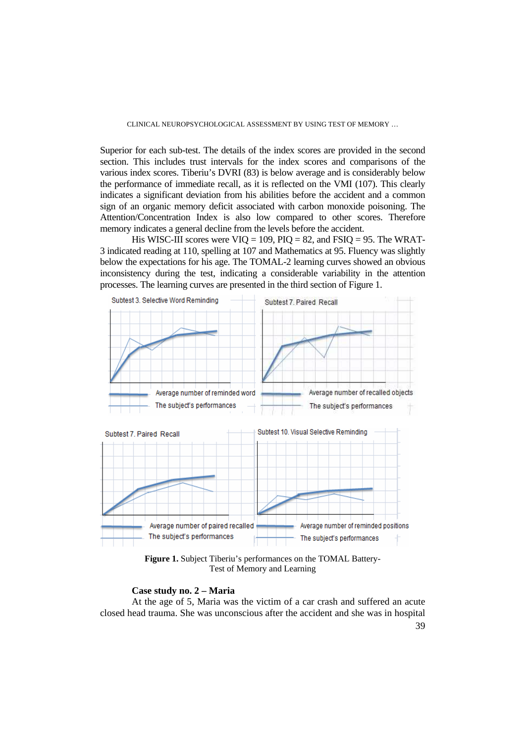Superior for each sub-test. The details of the index scores are provided in the second section. This includes trust intervals for the index scores and comparisons of the various index scores. Tiberiu's DVRI (83) is below average and is considerably below the performance of immediate recall, as it is reflected on the VMI (107). This clearly indicates a significant deviation from his abilities before the accident and a common sign of an organic memory deficit associated with carbon monoxide poisoning. The Attention/Concentration Index is also low compared to other scores. Therefore memory indicates a general decline from the levels before the accident.

His WISC-III scores were VIQ = 109, PIQ = 82, and FSIQ = 95. The WRAT-3 indicated reading at 110, spelling at 107 and Mathematics at 95. Fluency was slightly below the expectations for his age. The TOMAL-2 learning curves showed an obvious inconsistency during the test, indicating a considerable variability in the attention processes. The learning curves are presented in the third section of Figure 1.

Subtest 3. Selective Word Reminding

Average number of reminded word
The subject's performances

Subtest 7. Paired Recall

Average number of recalled objects
The subject's performances

Subtest 7. Paired Recall

Average number of paired recalled
The subject's performances

Subtest 10. Visual Selective Reminding

Average number of reminded positions
The subject's performances

**Figure 1.** Subject Tiberiu's performances on the TOMAL Battery-Test of Memory and Learning

**Case study no. 2 – Maria**

At the age of 5, Maria was the victim of a car crash and suffered an acute closed head trauma. She was unconscious after the accident and she was in hospital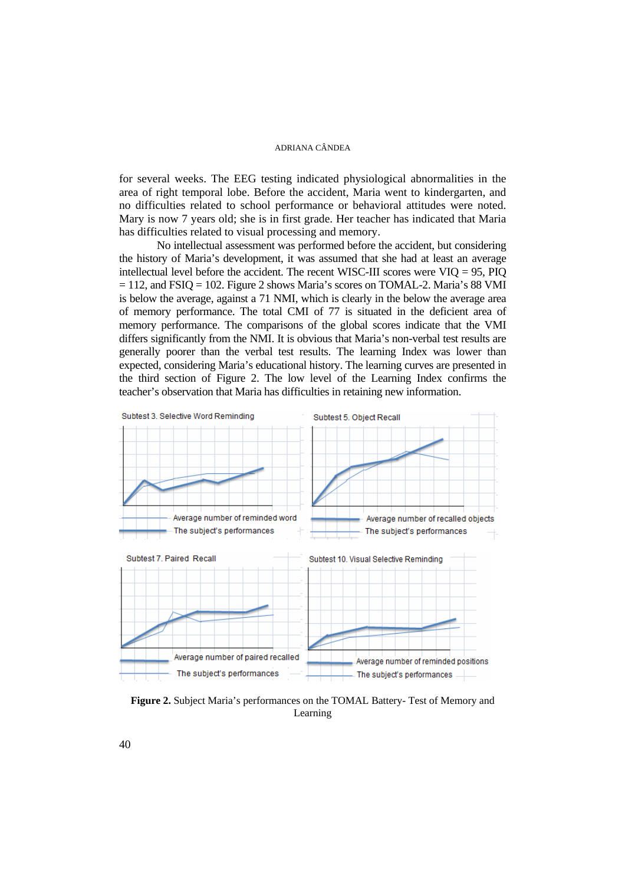for several weeks. The EEG testing indicated physiological abnormalities in the area of right temporal lobe. Before the accident, Maria went to kindergarten, and no difficulties related to school performance or behavioral attitudes were noted. Mary is now 7 years old; she is in first grade. Her teacher has indicated that Maria has difficulties related to visual processing and memory.

No intellectual assessment was performed before the accident, but considering the history of Maria's development, it was assumed that she had at least an average intellectual level before the accident. The recent WISC-III scores were VIQ = 95, PIQ = 112, and FSIQ = 102. Figure 2 shows Maria's scores on TOMAL-2. Maria's 88 VMI is below the average, against a 71 NMI, which is clearly in the below the average area of memory performance. The total CMI of 77 is situated in the deficient area of memory performance. The comparisons of the global scores indicate that the VMI differs significantly from the NMI. It is obvious that Maria's non-verbal test results are generally poorer than the verbal test results. The learning Index was lower than expected, considering Maria's educational history. The learning curves are presented in the third section of Figure 2. The low level of the Learning Index confirms the teacher's observation that Maria has difficulties in retaining new information.

Subtest 3. Selective Word Reminding — Average number of reminded word; The subject's performances

Subtest 5. Object Recall — Average number of recalled objects; The subject's performances

Subtest 7. Paired Recall — Average number of paired recalled; The subject's performances

Subtest 10. Visual Selective Reminding — Average number of reminded positions; The subject's performances

**Figure 2.** Subject Maria's performances on the TOMAL Battery- Test of Memory and Learning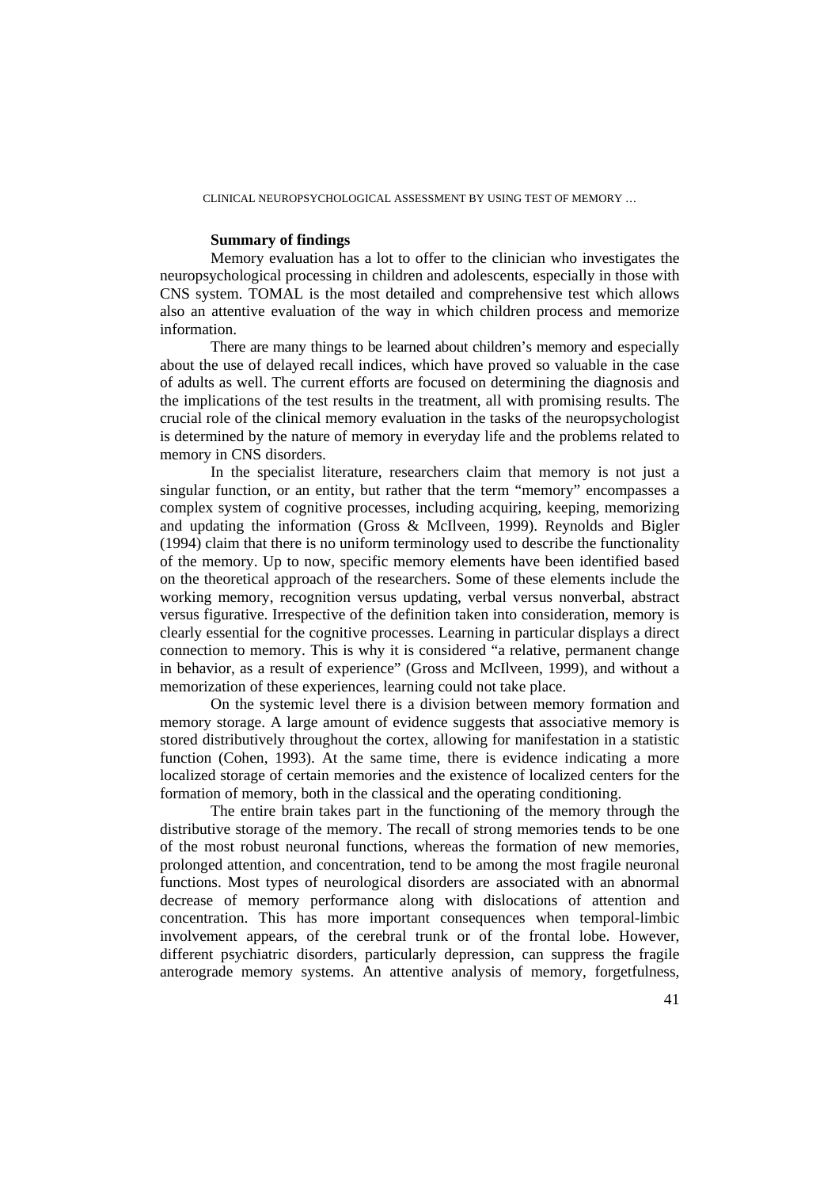**Summary of findings**

Memory evaluation has a lot to offer to the clinician who investigates the neuropsychological processing in children and adolescents, especially in those with CNS system. TOMAL is the most detailed and comprehensive test which allows also an attentive evaluation of the way in which children process and memorize information.

There are many things to be learned about children's memory and especially about the use of delayed recall indices, which have proved so valuable in the case of adults as well. The current efforts are focused on determining the diagnosis and the implications of the test results in the treatment, all with promising results. The crucial role of the clinical memory evaluation in the tasks of the neuropsychologist is determined by the nature of memory in everyday life and the problems related to memory in CNS disorders.

In the specialist literature, researchers claim that memory is not just a singular function, or an entity, but rather that the term "memory" encompasses a complex system of cognitive processes, including acquiring, keeping, memorizing and updating the information (Gross & McIlveen, 1999). Reynolds and Bigler (1994) claim that there is no uniform terminology used to describe the functionality of the memory. Up to now, specific memory elements have been identified based on the theoretical approach of the researchers. Some of these elements include the working memory, recognition versus updating, verbal versus nonverbal, abstract versus figurative. Irrespective of the definition taken into consideration, memory is clearly essential for the cognitive processes. Learning in particular displays a direct connection to memory. This is why it is considered "a relative, permanent change in behavior, as a result of experience" (Gross and McIlveen, 1999), and without a memorization of these experiences, learning could not take place.

On the systemic level there is a division between memory formation and memory storage. A large amount of evidence suggests that associative memory is stored distributively throughout the cortex, allowing for manifestation in a statistic function (Cohen, 1993). At the same time, there is evidence indicating a more localized storage of certain memories and the existence of localized centers for the formation of memory, both in the classical and the operating conditioning.

The entire brain takes part in the functioning of the memory through the distributive storage of the memory. The recall of strong memories tends to be one of the most robust neuronal functions, whereas the formation of new memories, prolonged attention, and concentration, tend to be among the most fragile neuronal functions. Most types of neurological disorders are associated with an abnormal decrease of memory performance along with dislocations of attention and concentration. This has more important consequences when temporal-limbic involvement appears, of the cerebral trunk or of the frontal lobe. However, different psychiatric disorders, particularly depression, can suppress the fragile anterograde memory systems. An attentive analysis of memory, forgetfulness,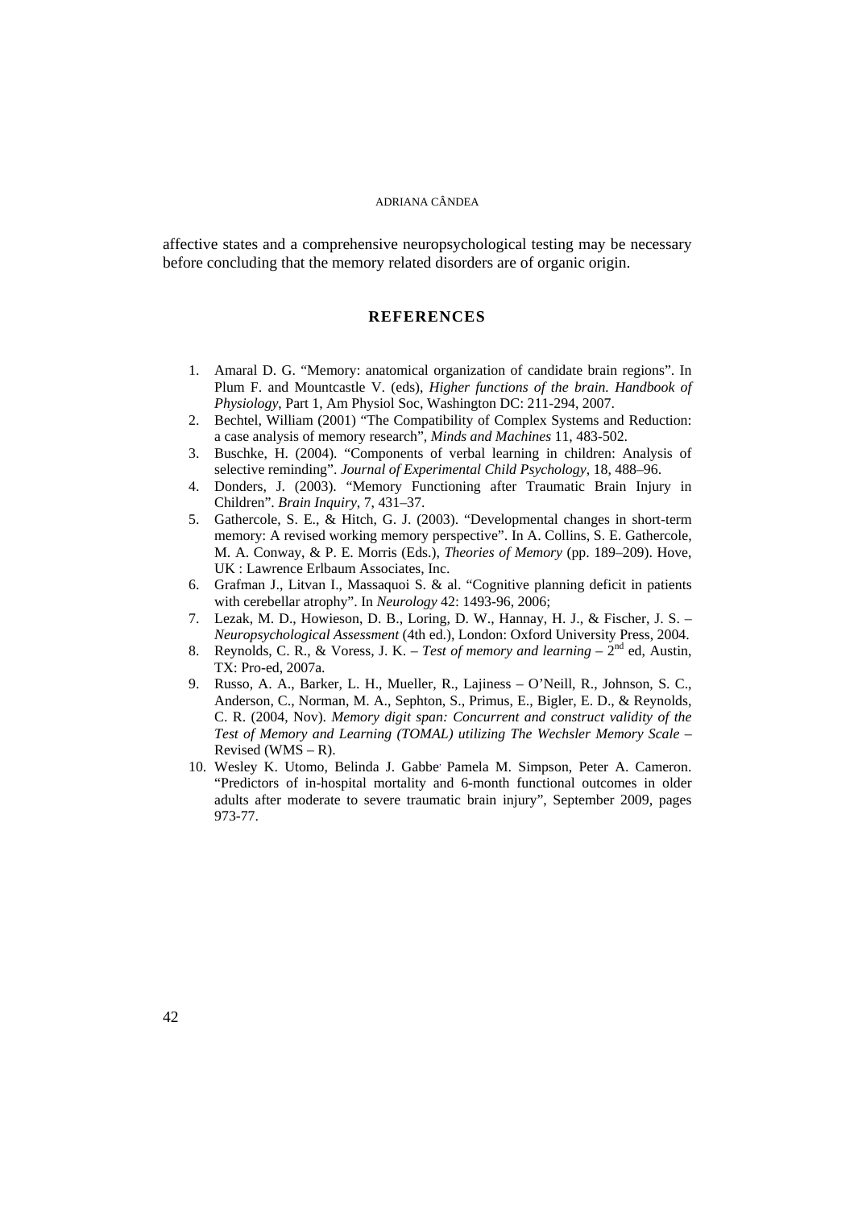affective states and a comprehensive neuropsychological testing may be necessary before concluding that the memory related disorders are of organic origin.

## REFERENCES

1. Amaral D. G. "Memory: anatomical organization of candidate brain regions". In Plum F. and Mountcastle V. (eds), *Higher functions of the brain. Handbook of Physiology*, Part 1, Am Physiol Soc, Washington DC: 211-294, 2007.
2. Bechtel, William (2001) "The Compatibility of Complex Systems and Reduction: a case analysis of memory research", *Minds and Machines* 11, 483-502.
3. Buschke, H. (2004). "Components of verbal learning in children: Analysis of selective reminding". *Journal of Experimental Child Psychology*, 18, 488–96.
4. Donders, J. (2003). "Memory Functioning after Traumatic Brain Injury in Children". *Brain Inquiry*, 7, 431–37.
5. Gathercole, S. E., & Hitch, G. J. (2003). "Developmental changes in short-term memory: A revised working memory perspective". In A. Collins, S. E. Gathercole, M. A. Conway, & P. E. Morris (Eds.), *Theories of Memory* (pp. 189–209). Hove, UK : Lawrence Erlbaum Associates, Inc.
6. Grafman J., Litvan I., Massaquoi S. & al. "Cognitive planning deficit in patients with cerebellar atrophy". In *Neurology* 42: 1493-96, 2006;
7. Lezak, M. D., Howieson, D. B., Loring, D. W., Hannay, H. J., & Fischer, J. S. – *Neuropsychological Assessment* (4th ed.), London: Oxford University Press, 2004.
8. Reynolds, C. R., & Voress, J. K. – *Test of memory and learning* – 2nd ed, Austin, TX: Pro-ed, 2007a.
9. Russo, A. A., Barker, L. H., Mueller, R., Lajiness – O'Neill, R., Johnson, S. C., Anderson, C., Norman, M. A., Sephton, S., Primus, E., Bigler, E. D., & Reynolds, C. R. (2004, Nov). *Memory digit span: Concurrent and construct validity of the Test of Memory and Learning (TOMAL) utilizing The Wechsler Memory Scale – Revised (WMS – R).*
10. Wesley K. Utomo, Belinda J. Gabbe, Pamela M. Simpson, Peter A. Cameron. "Predictors of in-hospital mortality and 6-month functional outcomes in older adults after moderate to severe traumatic brain injury", September 2009, pages 973-77.